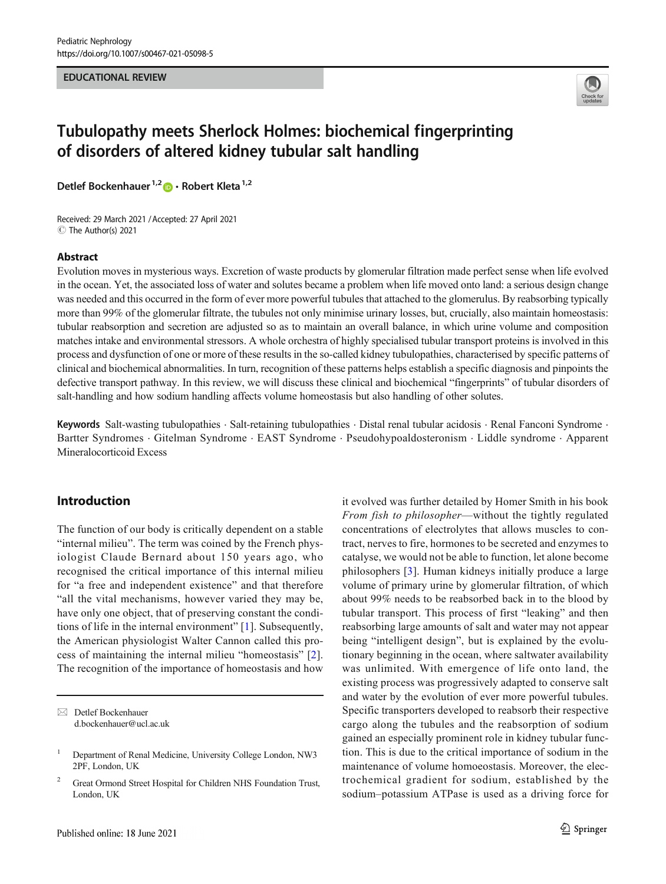EDUCATIONAL REVIEW

# Tubulopathy meets Sherlock Holmes: biochemical fingerprinting of disorders of altered kidney tubular salt handling

Detlef Bockenhauer[1,2] · Robert Kleta[1,2]

Received: 29 March 2021 / Accepted: 27 April 2021
© The Author(s) 2021

## Abstract

Evolution moves in mysterious ways. Excretion of waste products by glomerular filtration made perfect sense when life evolved in the ocean. Yet, the associated loss of water and solutes became a problem when life moved onto land: a serious design change was needed and this occurred in the form of ever more powerful tubules that attached to the glomerulus. By reabsorbing typically more than 99% of the glomerular filtrate, the tubules not only minimise urinary losses, but, crucially, also maintain homeostasis: tubular reabsorption and secretion are adjusted so as to maintain an overall balance, in which urine volume and composition matches intake and environmental stressors. A whole orchestra of highly specialised tubular transport proteins is involved in this process and dysfunction of one or more of these results in the so-called kidney tubulopathies, characterised by specific patterns of clinical and biochemical abnormalities. In turn, recognition of these patterns helps establish a specific diagnosis and pinpoints the defective transport pathway. In this review, we will discuss these clinical and biochemical "fingerprints" of tubular disorders of salt-handling and how sodium handling affects volume homeostasis but also handling of other solutes.

**Keywords** Salt-wasting tubulopathies · Salt-retaining tubulopathies · Distal renal tubular acidosis · Renal Fanconi Syndrome · Bartter Syndromes · Gitelman Syndrome · EAST Syndrome · Pseudohypoaldosteronism · Liddle syndrome · Apparent Mineralocorticoid Excess

## Introduction

The function of our body is critically dependent on a stable "internal milieu". The term was coined by the French physiologist Claude Bernard about 150 years ago, who recognised the critical importance of this internal milieu for "a free and independent existence" and that therefore "all the vital mechanisms, however varied they may be, have only one object, that of preserving constant the conditions of life in the internal environment" [1]. Subsequently, the American physiologist Walter Cannon called this process of maintaining the internal milieu "homeostasis" [2]. The recognition of the importance of homeostasis and how it evolved was further detailed by Homer Smith in his book *From fish to philosopher*—without the tightly regulated concentrations of electrolytes that allows muscles to contract, nerves to fire, hormones to be secreted and enzymes to catalyse, we would not be able to function, let alone become philosophers [3]. Human kidneys initially produce a large volume of primary urine by glomerular filtration, of which about 99% needs to be reabsorbed back in to the blood by tubular transport. This process of first "leaking" and then reabsorbing large amounts of salt and water may not appear being "intelligent design", but is explained by the evolutionary beginning in the ocean, where saltwater availability was unlimited. With emergence of life onto land, the existing process was progressively adapted to conserve salt and water by the evolution of ever more powerful tubules. Specific transporters developed to reabsorb their respective cargo along the tubules and the reabsorption of sodium gained an especially prominent role in kidney tubular function. This is due to the critical importance of sodium in the maintenance of volume homoeostasis. Moreover, the electrochemical gradient for sodium, established by the sodium–potassium ATPase is used as a driving force for

✉ Detlef Bockenhauer
d.bockenhauer@ucl.ac.uk

[1] Department of Renal Medicine, University College London, NW3 2PF, London, UK

[2] Great Ormond Street Hospital for Children NHS Foundation Trust, London, UK

Published online: 18 June 2021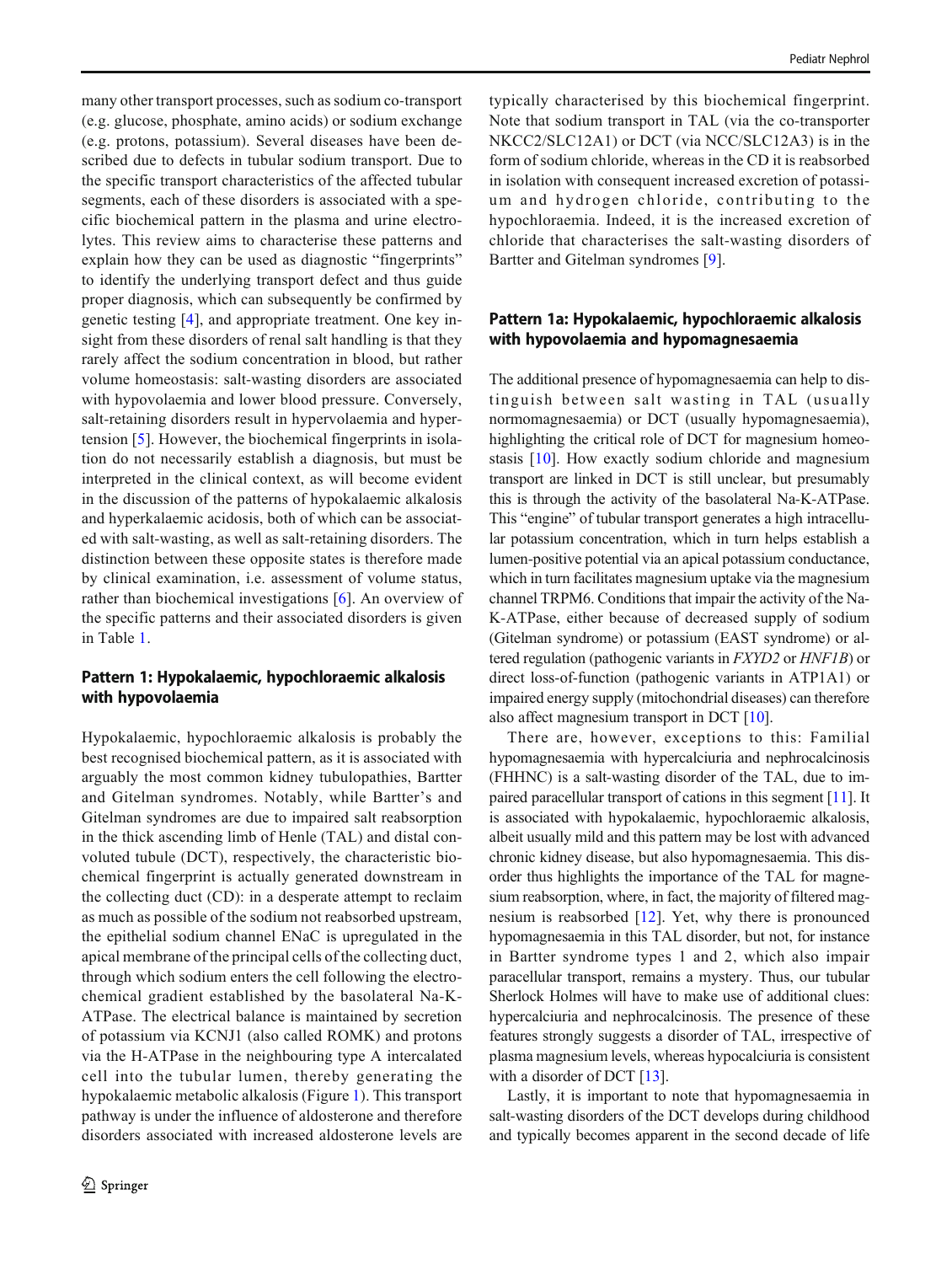many other transport processes, such as sodium co-transport (e.g. glucose, phosphate, amino acids) or sodium exchange (e.g. protons, potassium). Several diseases have been described due to defects in tubular sodium transport. Due to the specific transport characteristics of the affected tubular segments, each of these disorders is associated with a specific biochemical pattern in the plasma and urine electrolytes. This review aims to characterise these patterns and explain how they can be used as diagnostic "fingerprints" to identify the underlying transport defect and thus guide proper diagnosis, which can subsequently be confirmed by genetic testing [4], and appropriate treatment. One key insight from these disorders of renal salt handling is that they rarely affect the sodium concentration in blood, but rather volume homeostasis: salt-wasting disorders are associated with hypovolaemia and lower blood pressure. Conversely, salt-retaining disorders result in hypervolaemia and hypertension [5]. However, the biochemical fingerprints in isolation do not necessarily establish a diagnosis, but must be interpreted in the clinical context, as will become evident in the discussion of the patterns of hypokalaemic alkalosis and hyperkalaemic acidosis, both of which can be associated with salt-wasting, as well as salt-retaining disorders. The distinction between these opposite states is therefore made by clinical examination, i.e. assessment of volume status, rather than biochemical investigations [6]. An overview of the specific patterns and their associated disorders is given in Table 1.

## Pattern 1: Hypokalaemic, hypochloraemic alkalosis with hypovolaemia

Hypokalaemic, hypochloraemic alkalosis is probably the best recognised biochemical pattern, as it is associated with arguably the most common kidney tubulopathies, Bartter and Gitelman syndromes. Notably, while Bartter's and Gitelman syndromes are due to impaired salt reabsorption in the thick ascending limb of Henle (TAL) and distal convoluted tubule (DCT), respectively, the characteristic biochemical fingerprint is actually generated downstream in the collecting duct (CD): in a desperate attempt to reclaim as much as possible of the sodium not reabsorbed upstream, the epithelial sodium channel ENaC is upregulated in the apical membrane of the principal cells of the collecting duct, through which sodium enters the cell following the electrochemical gradient established by the basolateral Na-K-ATPase. The electrical balance is maintained by secretion of potassium via KCNJ1 (also called ROMK) and protons via the H-ATPase in the neighbouring type A intercalated cell into the tubular lumen, thereby generating the hypokalaemic metabolic alkalosis (Figure 1). This transport pathway is under the influence of aldosterone and therefore disorders associated with increased aldosterone levels are typically characterised by this biochemical fingerprint. Note that sodium transport in TAL (via the co-transporter NKCC2/SLC12A1) or DCT (via NCC/SLC12A3) is in the form of sodium chloride, whereas in the CD it is reabsorbed in isolation with consequent increased excretion of potassium and hydrogen chloride, contributing to the hypochloraemia. Indeed, it is the increased excretion of chloride that characterises the salt-wasting disorders of Bartter and Gitelman syndromes [9].

## Pattern 1a: Hypokalaemic, hypochloraemic alkalosis with hypovolaemia and hypomagnesaemia

The additional presence of hypomagnesaemia can help to distinguish between salt wasting in TAL (usually normomagnesaemia) or DCT (usually hypomagnesaemia), highlighting the critical role of DCT for magnesium homeostasis [10]. How exactly sodium chloride and magnesium transport are linked in DCT is still unclear, but presumably this is through the activity of the basolateral Na-K-ATPase. This "engine" of tubular transport generates a high intracellular potassium concentration, which in turn helps establish a lumen-positive potential via an apical potassium conductance, which in turn facilitates magnesium uptake via the magnesium channel TRPM6. Conditions that impair the activity of the Na-K-ATPase, either because of decreased supply of sodium (Gitelman syndrome) or potassium (EAST syndrome) or altered regulation (pathogenic variants in *FXYD2* or *HNF1B*) or direct loss-of-function (pathogenic variants in ATP1A1) or impaired energy supply (mitochondrial diseases) can therefore also affect magnesium transport in DCT [10].

There are, however, exceptions to this: Familial hypomagnesaemia with hypercalciuria and nephrocalcinosis (FHHNC) is a salt-wasting disorder of the TAL, due to impaired paracellular transport of cations in this segment [11]. It is associated with hypokalaemic, hypochloraemic alkalosis, albeit usually mild and this pattern may be lost with advanced chronic kidney disease, but also hypomagnesaemia. This disorder thus highlights the importance of the TAL for magnesium reabsorption, where, in fact, the majority of filtered magnesium is reabsorbed [12]. Yet, why there is pronounced hypomagnesaemia in this TAL disorder, but not, for instance in Bartter syndrome types 1 and 2, which also impair paracellular transport, remains a mystery. Thus, our tubular Sherlock Holmes will have to make use of additional clues: hypercalciuria and nephrocalcinosis. The presence of these features strongly suggests a disorder of TAL, irrespective of plasma magnesium levels, whereas hypocalciuria is consistent with a disorder of DCT [13].

Lastly, it is important to note that hypomagnesaemia in salt-wasting disorders of the DCT develops during childhood and typically becomes apparent in the second decade of life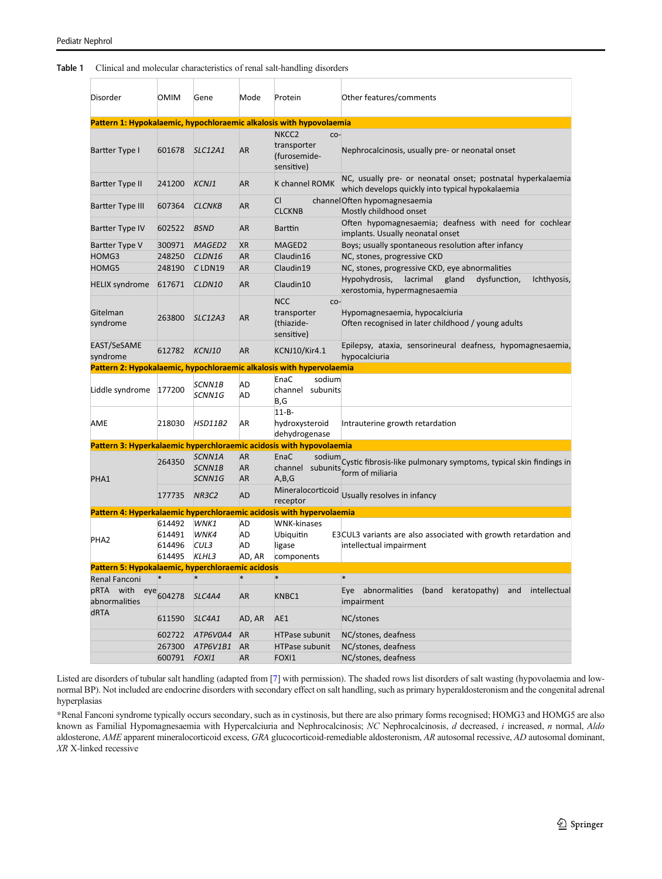**Table 1** Clinical and molecular characteristics of renal salt-handling disorders

| Disorder | OMIM | Gene | Mode | Protein | Other features/comments |
|---|---|---|---|---|---|
| **Pattern 1: Hypokalaemic, hypochloraemic alkalosis with hypovolaemia** | | | | | |
| Bartter Type I | 601678 | *SLC12A1* | AR | NKCC2 co-transporter (furosemide-sensitive) | Nephrocalcinosis, usually pre- or neonatal onset |
| Bartter Type II | 241200 | *KCNJ1* | AR | K channel ROMK | NC, usually pre- or neonatal onset; postnatal hyperkalaemia which develops quickly into typical hypokalaemia |
| Bartter Type III | 607364 | *CLCNKB* | AR | Cl channel CLCKNB | Often hypomagnesaemia Mostly childhood onset |
| Bartter Type IV | 602522 | *BSND* | AR | Barttin | Often hypomagnesaemia; deafness with need for cochlear implants. Usually neonatal onset |
| Bartter Type V | 300971 | *MAGED2* | XR | MAGED2 | Boys; usually spontaneous resolution after infancy |
| HOMG3 | 248250 | *CLDN16* | AR | Claudin16 | NC, stones, progressive CKD |
| HOMG5 | 248190 | *C LDN19* | AR | Claudin19 | NC, stones, progressive CKD, eye abnormalities |
| HELIX syndrome | 617671 | *CLDN10* | AR | Claudin10 | Hypohydrosis, lacrimal gland dysfunction, Ichthyosis, xerostomia, hypermagnesaemia |
| Gitelman syndrome | 263800 | *SLC12A3* | AR | NCC co-transporter (thiazide-sensitive) | Hypomagnesaemia, hypocalciuria Often recognised in later childhood / young adults |
| EAST/SeSAME syndrome | 612782 | *KCNJ10* | AR | KCNJ10/Kir4.1 | Epilepsy, ataxia, sensorineural deafness, hypomagnesaemia, hypocalciuria |
| **Pattern 2: Hypokalaemic, hypochloraemic alkalosis with hypervolaemia** | | | | | |
| Liddle syndrome | 177200 | *SCNN1B* *SCNN1G* | AD AD | EnaC sodium channel subunits B,G | |
| AME | 218030 | *HSD11B2* | AR | 11-B-hydroxysteroid dehydrogenase | Intrauterine growth retardation |
| **Pattern 3: Hyperkalaemic hyperchloraemic acidosis with hypovolaemia** | | | | | |
| PHA1 | 264350 | *SCNN1A* *SCNN1B* *SCNN1G* | AR AR AR | EnaC sodium channel subunits A,B,G | Cystic fibrosis-like pulmonary symptoms, typical skin findings in form of miliaria |
| | 177735 | *NR3C2* | AD | Mineralocorticoid receptor | Usually resolves in infancy |
| **Pattern 4: Hyperkalaemic hyperchloraemic acidosis with hypervolaemia** | | | | | |
| PHA2 | 614492 614491 614496 614495 | *WNK1* *WNK4* *CUL3* *KLHL3* | AD AD AD AD, AR | WNK-kinases Ubiquitin E3 ligase components | CUL3 variants are also associated with growth retardation and intellectual impairment |
| **Pattern 5: Hypokalaemic, hyperchloraemic acidosis** | | | | | |
| Renal Fanconi | * | * | * | * | * |
| pRTA with eye abnormalities | 604278 | *SLC4A4* | AR | KNBC1 | Eye abnormalities (band keratopathy) and intellectual impairment |
| dRTA | 611590 | *SLC4A1* | AD, AR | AE1 | NC/stones |
| | 602722 | *ATP6V0A4* | AR | HTPase subunit | NC/stones, deafness |
| | 267300 | *ATP6V1B1* | AR | HTPase subunit | NC/stones, deafness |
| | 600791 | *FOXI1* | AR | FOXI1 | NC/stones, deafness |

Listed are disorders of tubular salt handling (adapted from [7] with permission). The shaded rows list disorders of salt wasting (hypovolaemia and low-normal BP). Not included are endocrine disorders with secondary effect on salt handling, such as primary hyperaldosteronism and the congenital adrenal hyperplasias

*Renal Fanconi syndrome typically occurs secondary, such as in cystinosis, but there are also primary forms recognised; HOMG3 and HOMG5 are also known as Familial Hypomagnesaemia with Hypercalciuria and Nephrocalcinosis; *NC* Nephrocalcinosis, *d* decreased, *i* increased, *n* normal, *Aldo* aldosterone, *AME* apparent mineralocorticoid excess, *GRA* glucocorticoid-remediable aldosteronism, *AR* autosomal recessive, *AD* autosomal dominant, *XR* X-linked recessive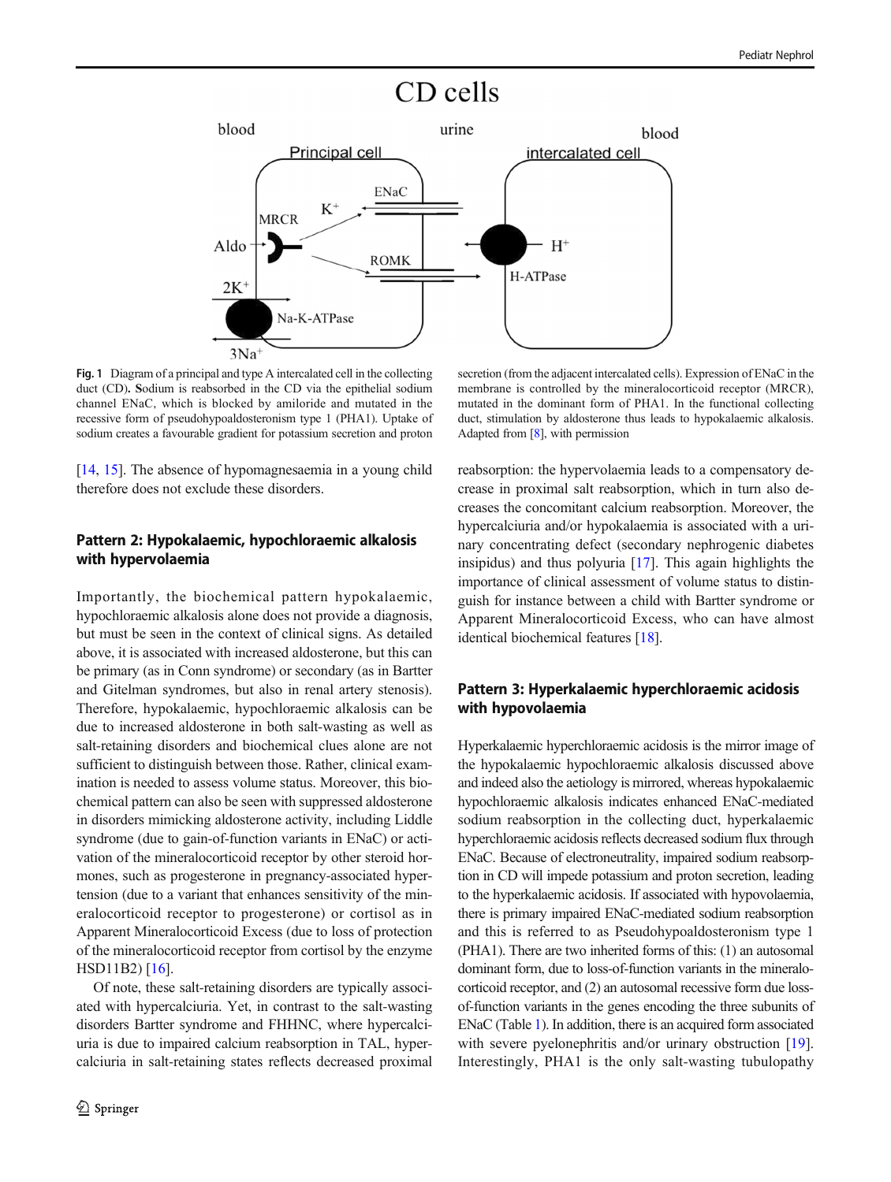CD cells

blood

urine

blood

Principal cell

intercalated cell

ENaC

$K^+$

MRCR

Aldo

ROMK

$H^+$

H-ATPase

$2K^+$

Na-K-ATPase

$3Na^+$

**Fig. 1** Diagram of a principal and type A intercalated cell in the collecting duct (CD). Sodium is reabsorbed in the CD via the epithelial sodium channel ENaC, which is blocked by amiloride and mutated in the recessive form of pseudohypoaldosteronism type 1 (PHA1). Uptake of sodium creates a favourable gradient for potassium secretion and proton secretion (from the adjacent intercalated cells). Expression of ENaC in the membrane is controlled by the mineralocorticoid receptor (MRCR), mutated in the dominant form of PHA1. In the functional collecting duct, stimulation by aldosterone thus leads to hypokalaemic alkalosis. Adapted from [8], with permission

[14, 15]. The absence of hypomagnesaemia in a young child therefore does not exclude these disorders.

## Pattern 2: Hypokalaemic, hypochloraemic alkalosis with hypervolaemia

Importantly, the biochemical pattern hypokalaemic, hypochloraemic alkalosis alone does not provide a diagnosis, but must be seen in the context of clinical signs. As detailed above, it is associated with increased aldosterone, but this can be primary (as in Conn syndrome) or secondary (as in Bartter and Gitelman syndromes, but also in renal artery stenosis). Therefore, hypokalaemic, hypochloraemic alkalosis can be due to increased aldosterone in both salt-wasting as well as salt-retaining disorders and biochemical clues alone are not sufficient to distinguish between those. Rather, clinical examination is needed to assess volume status. Moreover, this biochemical pattern can also be seen with suppressed aldosterone in disorders mimicking aldosterone activity, including Liddle syndrome (due to gain-of-function variants in ENaC) or activation of the mineralocorticoid receptor by other steroid hormones, such as progesterone in pregnancy-associated hypertension (due to a variant that enhances sensitivity of the mineralocorticoid receptor to progesterone) or cortisol as in Apparent Mineralocorticoid Excess (due to loss of protection of the mineralocorticoid receptor from cortisol by the enzyme HSD11B2) [16].

Of note, these salt-retaining disorders are typically associated with hypercalciuria. Yet, in contrast to the salt-wasting disorders Bartter syndrome and FHHNC, where hypercalciuria is due to impaired calcium reabsorption in TAL, hypercalciuria in salt-retaining states reflects decreased proximal reabsorption: the hypervolaemia leads to a compensatory decrease in proximal salt reabsorption, which in turn also decreases the concomitant calcium reabsorption. Moreover, the hypercalciuria and/or hypokalaemia is associated with a urinary concentrating defect (secondary nephrogenic diabetes insipidus) and thus polyuria [17]. This again highlights the importance of clinical assessment of volume status to distinguish for instance between a child with Bartter syndrome or Apparent Mineralocorticoid Excess, who can have almost identical biochemical features [18].

## Pattern 3: Hyperkalaemic hyperchloraemic acidosis with hypovolaemia

Hyperkalaemic hyperchloraemic acidosis is the mirror image of the hypokalaemic hypochloraemic alkalosis discussed above and indeed also the aetiology is mirrored, whereas hypokalaemic hypochloraemic alkalosis indicates enhanced ENaC-mediated sodium reabsorption in the collecting duct, hyperkalaemic hyperchloraemic acidosis reflects decreased sodium flux through ENaC. Because of electroneutrality, impaired sodium reabsorption in CD will impede potassium and proton secretion, leading to the hyperkalaemic acidosis. If associated with hypovolaemia, there is primary impaired ENaC-mediated sodium reabsorption and this is referred to as Pseudohypoaldosteronism type 1 (PHA1). There are two inherited forms of this: (1) an autosomal dominant form, due to loss-of-function variants in the mineralocorticoid receptor, and (2) an autosomal recessive form due loss-of-function variants in the genes encoding the three subunits of ENaC (Table 1). In addition, there is an acquired form associated with severe pyelonephritis and/or urinary obstruction [19]. Interestingly, PHA1 is the only salt-wasting tubulopathy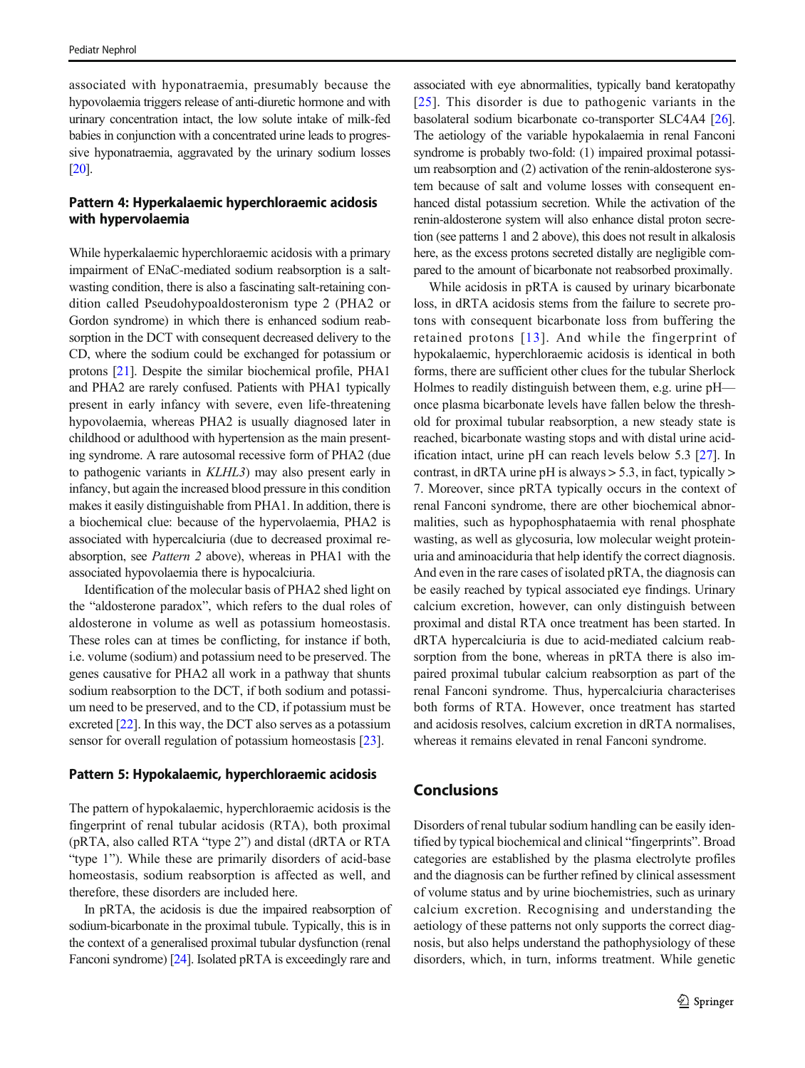associated with hyponatraemia, presumably because the hypovolaemia triggers release of anti-diuretic hormone and with urinary concentration intact, the low solute intake of milk-fed babies in conjunction with a concentrated urine leads to progressive hyponatraemia, aggravated by the urinary sodium losses [20].

### Pattern 4: Hyperkalaemic hyperchloraemic acidosis with hypervolaemia

While hyperkalaemic hyperchloraemic acidosis with a primary impairment of ENaC-mediated sodium reabsorption is a salt-wasting condition, there is also a fascinating salt-retaining condition called Pseudohypoaldosteronism type 2 (PHA2 or Gordon syndrome) in which there is enhanced sodium reabsorption in the DCT with consequent decreased delivery to the CD, where the sodium could be exchanged for potassium or protons [21]. Despite the similar biochemical profile, PHA1 and PHA2 are rarely confused. Patients with PHA1 typically present in early infancy with severe, even life-threatening hypovolaemia, whereas PHA2 is usually diagnosed later in childhood or adulthood with hypertension as the main presenting syndrome. A rare autosomal recessive form of PHA2 (due to pathogenic variants in *KLHL3*) may also present early in infancy, but again the increased blood pressure in this condition makes it easily distinguishable from PHA1. In addition, there is a biochemical clue: because of the hypervolaemia, PHA2 is associated with hypercalciuria (due to decreased proximal reabsorption, see *Pattern 2* above), whereas in PHA1 with the associated hypovolaemia there is hypocalciuria.

Identification of the molecular basis of PHA2 shed light on the "aldosterone paradox", which refers to the dual roles of aldosterone in volume as well as potassium homeostasis. These roles can at times be conflicting, for instance if both, i.e. volume (sodium) and potassium need to be preserved. The genes causative for PHA2 all work in a pathway that shunts sodium reabsorption to the DCT, if both sodium and potassium need to be preserved, and to the CD, if potassium must be excreted [22]. In this way, the DCT also serves as a potassium sensor for overall regulation of potassium homeostasis [23].

### Pattern 5: Hypokalaemic, hyperchloraemic acidosis

The pattern of hypokalaemic, hyperchloraemic acidosis is the fingerprint of renal tubular acidosis (RTA), both proximal (pRTA, also called RTA "type 2") and distal (dRTA or RTA "type 1"). While these are primarily disorders of acid-base homeostasis, sodium reabsorption is affected as well, and therefore, these disorders are included here.

In pRTA, the acidosis is due the impaired reabsorption of sodium-bicarbonate in the proximal tubule. Typically, this is in the context of a generalised proximal tubular dysfunction (renal Fanconi syndrome) [24]. Isolated pRTA is exceedingly rare and associated with eye abnormalities, typically band keratopathy [25]. This disorder is due to pathogenic variants in the basolateral sodium bicarbonate co-transporter SLC4A4 [26]. The aetiology of the variable hypokalaemia in renal Fanconi syndrome is probably two-fold: (1) impaired proximal potassium reabsorption and (2) activation of the renin-aldosterone system because of salt and volume losses with consequent enhanced distal potassium secretion. While the activation of the renin-aldosterone system will also enhance distal proton secretion (see patterns 1 and 2 above), this does not result in alkalosis here, as the excess protons secreted distally are negligible compared to the amount of bicarbonate not reabsorbed proximally.

While acidosis in pRTA is caused by urinary bicarbonate loss, in dRTA acidosis stems from the failure to secrete protons with consequent bicarbonate loss from buffering the retained protons [13]. And while the fingerprint of hypokalaemic, hyperchloraemic acidosis is identical in both forms, there are sufficient other clues for the tubular Sherlock Holmes to readily distinguish between them, e.g. urine pH—once plasma bicarbonate levels have fallen below the threshold for proximal tubular reabsorption, a new steady state is reached, bicarbonate wasting stops and with distal urine acidification intact, urine pH can reach levels below 5.3 [27]. In contrast, in dRTA urine pH is always > 5.3, in fact, typically > 7. Moreover, since pRTA typically occurs in the context of renal Fanconi syndrome, there are other biochemical abnormalities, such as hypophosphataemia with renal phosphate wasting, as well as glycosuria, low molecular weight proteinuria and aminoaciduria that help identify the correct diagnosis. And even in the rare cases of isolated pRTA, the diagnosis can be easily reached by typical associated eye findings. Urinary calcium excretion, however, can only distinguish between proximal and distal RTA once treatment has been started. In dRTA hypercalciuria is due to acid-mediated calcium reabsorption from the bone, whereas in pRTA there is also impaired proximal tubular calcium reabsorption as part of the renal Fanconi syndrome. Thus, hypercalciuria characterises both forms of RTA. However, once treatment has started and acidosis resolves, calcium excretion in dRTA normalises, whereas it remains elevated in renal Fanconi syndrome.

## Conclusions

Disorders of renal tubular sodium handling can be easily identified by typical biochemical and clinical "fingerprints". Broad categories are established by the plasma electrolyte profiles and the diagnosis can be further refined by clinical assessment of volume status and by urine biochemistries, such as urinary calcium excretion. Recognising and understanding the aetiology of these patterns not only supports the correct diagnosis, but also helps understand the pathophysiology of these disorders, which, in turn, informs treatment. While genetic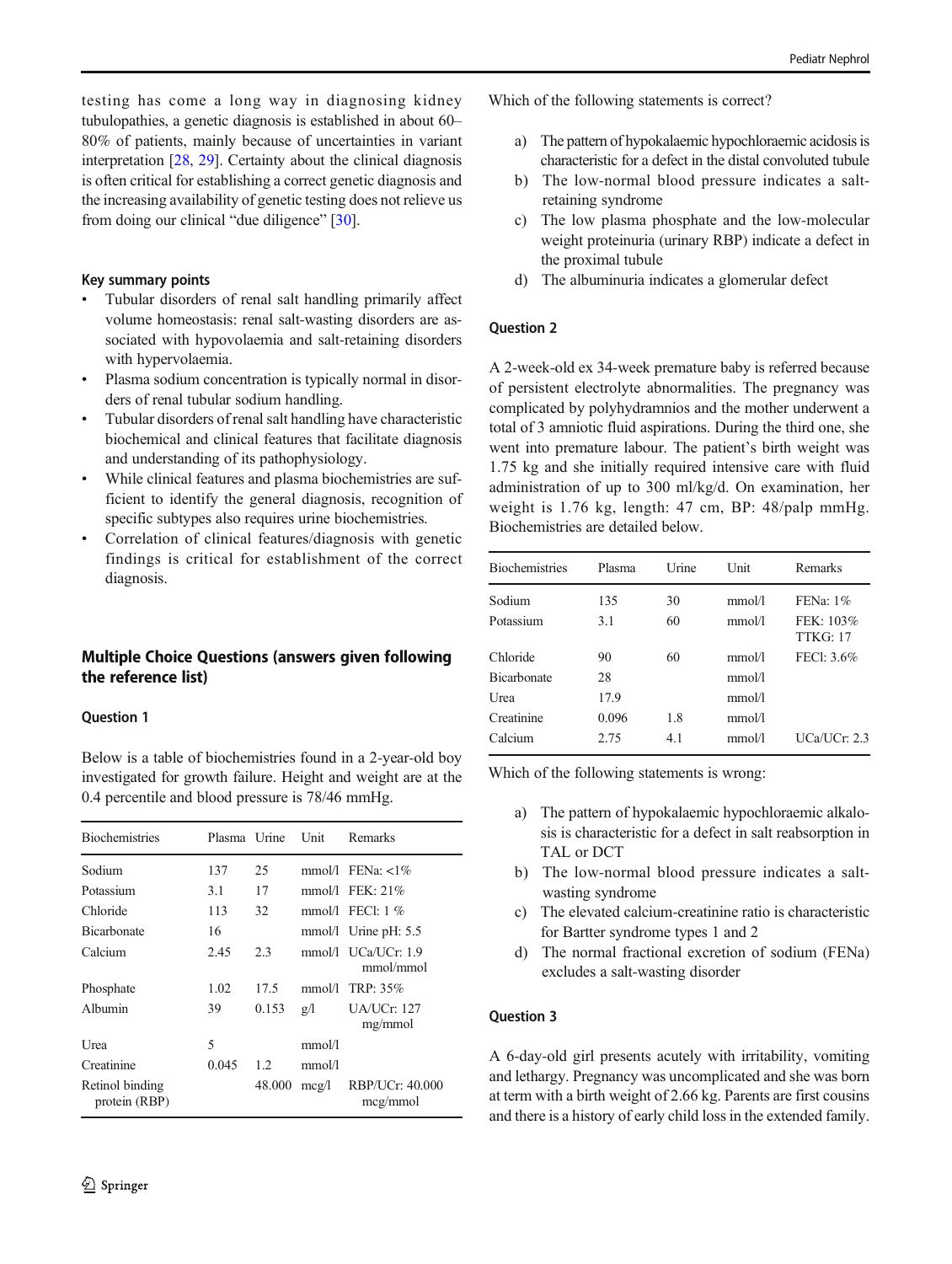testing has come a long way in diagnosing kidney tubulopathies, a genetic diagnosis is established in about 60–80% of patients, mainly because of uncertainties in variant interpretation [28, 29]. Certainty about the clinical diagnosis is often critical for establishing a correct genetic diagnosis and the increasing availability of genetic testing does not relieve us from doing our clinical "due diligence" [30].

### Key summary points

- Tubular disorders of renal salt handling primarily affect volume homeostasis: renal salt-wasting disorders are associated with hypovolaemia and salt-retaining disorders with hypervolaemia.
- Plasma sodium concentration is typically normal in disorders of renal tubular sodium handling.
- Tubular disorders of renal salt handling have characteristic biochemical and clinical features that facilitate diagnosis and understanding of its pathophysiology.
- While clinical features and plasma biochemistries are sufficient to identify the general diagnosis, recognition of specific subtypes also requires urine biochemistries.
- Correlation of clinical features/diagnosis with genetic findings is critical for establishment of the correct diagnosis.

## Multiple Choice Questions (answers given following the reference list)

### Question 1

Below is a table of biochemistries found in a 2-year-old boy investigated for growth failure. Height and weight are at the 0.4 percentile and blood pressure is 78/46 mmHg.

| Biochemistries | Plasma | Urine | Unit | Remarks |
|---|---|---|---|---|
| Sodium | 137 | 25 | mmol/l | FENa: <1% |
| Potassium | 3.1 | 17 | mmol/l | FEK: 21% |
| Chloride | 113 | 32 | mmol/l | FECl: 1 % |
| Bicarbonate | 16 | | mmol/l | Urine pH: 5.5 |
| Calcium | 2.45 | 2.3 | mmol/l | UCa/UCr: 1.9 mmol/mmol |
| Phosphate | 1.02 | 17.5 | mmol/l | TRP: 35% |
| Albumin | 39 | 0.153 | g/l | UA/UCr: 127 mg/mmol |
| Urea | 5 | | mmol/l | |
| Creatinine | 0.045 | 1.2 | mmol/l | |
| Retinol binding protein (RBP) | | 48.000 | mcg/l | RBP/UCr: 40.000 mcg/mmol |

Which of the following statements is correct?

a) The pattern of hypokalaemic hypochloraemic acidosis is characteristic for a defect in the distal convoluted tubule
b) The low-normal blood pressure indicates a salt-retaining syndrome
c) The low plasma phosphate and the low-molecular weight proteinuria (urinary RBP) indicate a defect in the proximal tubule
d) The albuminuria indicates a glomerular defect

### Question 2

A 2-week-old ex 34-week premature baby is referred because of persistent electrolyte abnormalities. The pregnancy was complicated by polyhydramnios and the mother underwent a total of 3 amniotic fluid aspirations. During the third one, she went into premature labour. The patient's birth weight was 1.75 kg and she initially required intensive care with fluid administration of up to 300 ml/kg/d. On examination, her weight is 1.76 kg, length: 47 cm, BP: 48/palp mmHg. Biochemistries are detailed below.

| Biochemistries | Plasma | Urine | Unit | Remarks |
|---|---|---|---|---|
| Sodium | 135 | 30 | mmol/l | FENa: 1% |
| Potassium | 3.1 | 60 | mmol/l | FEK: 103% TTKG: 17 |
| Chloride | 90 | 60 | mmol/l | FECl: 3.6% |
| Bicarbonate | 28 | | mmol/l | |
| Urea | 17.9 | | mmol/l | |
| Creatinine | 0.096 | 1.8 | mmol/l | |
| Calcium | 2.75 | 4.1 | mmol/l | UCa/UCr: 2.3 |

Which of the following statements is wrong:

a) The pattern of hypokalaemic hypochloraemic alkalosis is characteristic for a defect in salt reabsorption in TAL or DCT
b) The low-normal blood pressure indicates a salt-wasting syndrome
c) The elevated calcium-creatinine ratio is characteristic for Bartter syndrome types 1 and 2
d) The normal fractional excretion of sodium (FENa) excludes a salt-wasting disorder

### Question 3

A 6-day-old girl presents acutely with irritability, vomiting and lethargy. Pregnancy was uncomplicated and she was born at term with a birth weight of 2.66 kg. Parents are first cousins and there is a history of early child loss in the extended family.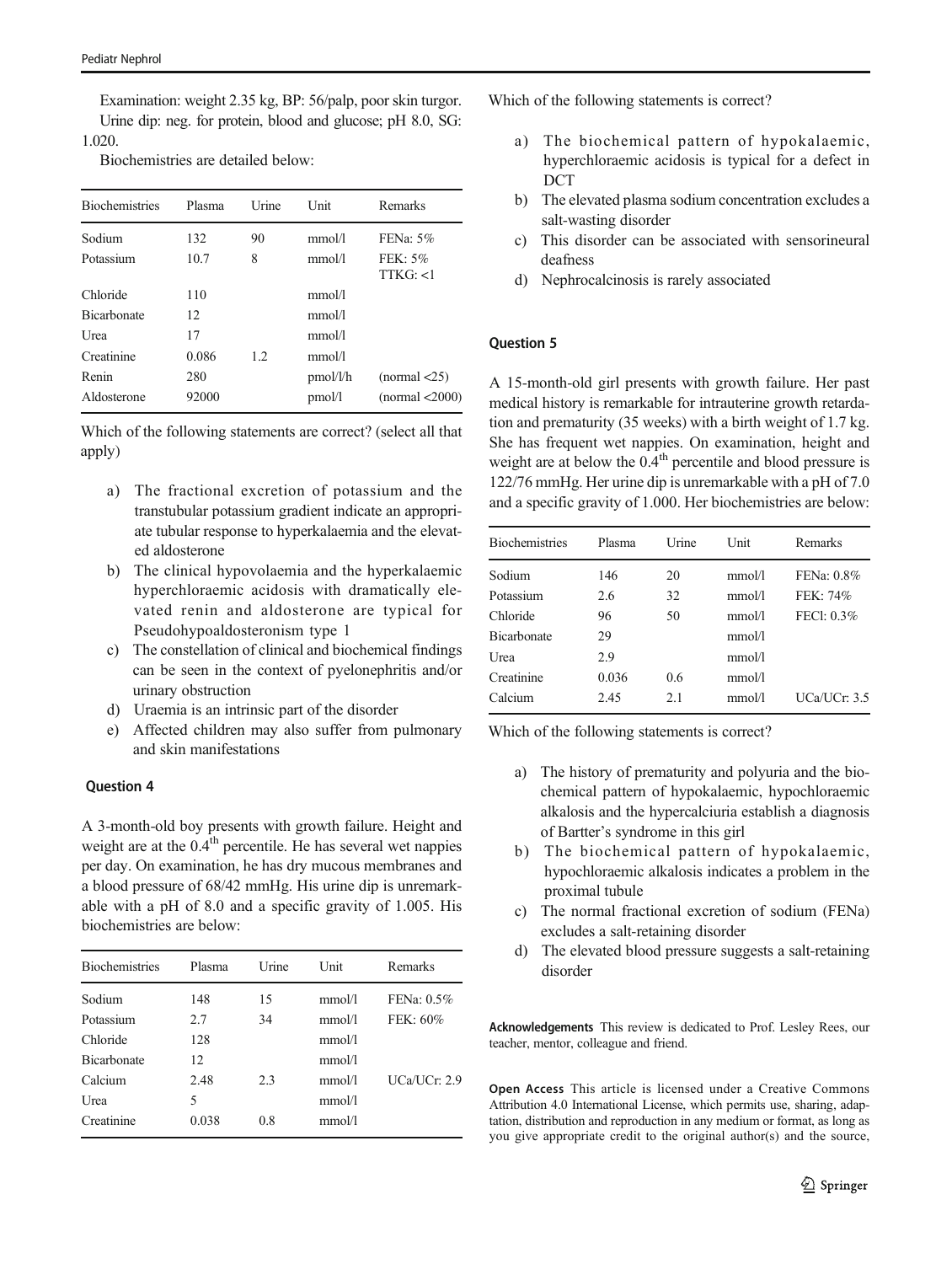Examination: weight 2.35 kg, BP: 56/palp, poor skin turgor. Urine dip: neg. for protein, blood and glucose; pH 8.0, SG: 1.020.

Biochemistries are detailed below:

| Biochemistries | Plasma | Urine | Unit | Remarks |
|---|---|---|---|---|
| Sodium | 132 | 90 | mmol/l | FENa: 5% |
| Potassium | 10.7 | 8 | mmol/l | FEK: 5% TTKG: <1 |
| Chloride | 110 | | mmol/l | |
| Bicarbonate | 12 | | mmol/l | |
| Urea | 17 | | mmol/l | |
| Creatinine | 0.086 | 1.2 | mmol/l | |
| Renin | 280 | | pmol/l/h | (normal <25) |
| Aldosterone | 92000 | | pmol/l | (normal <2000) |

Which of the following statements are correct? (select all that apply)

a) The fractional excretion of potassium and the transtubular potassium gradient indicate an appropriate tubular response to hyperkalaemia and the elevated aldosterone
b) The clinical hypovolaemia and the hyperkalaemic hyperchloraemic acidosis with dramatically elevated renin and aldosterone are typical for Pseudohypoaldosteronism type 1
c) The constellation of clinical and biochemical findings can be seen in the context of pyelonephritis and/or urinary obstruction
d) Uraemia is an intrinsic part of the disorder
e) Affected children may also suffer from pulmonary and skin manifestations

### Question 4

A 3-month-old boy presents with growth failure. Height and weight are at the 0.4[th] percentile. He has several wet nappies per day. On examination, he has dry mucous membranes and a blood pressure of 68/42 mmHg. His urine dip is unremarkable with a pH of 8.0 and a specific gravity of 1.005. His biochemistries are below:

| Biochemistries | Plasma | Urine | Unit | Remarks |
|---|---|---|---|---|
| Sodium | 148 | 15 | mmol/l | FENa: 0.5% |
| Potassium | 2.7 | 34 | mmol/l | FEK: 60% |
| Chloride | 128 | | mmol/l | |
| Bicarbonate | 12 | | mmol/l | |
| Calcium | 2.48 | 2.3 | mmol/l | UCa/UCr: 2.9 |
| Urea | 5 | | mmol/l | |
| Creatinine | 0.038 | 0.8 | mmol/l | |

Which of the following statements is correct?

a) The biochemical pattern of hypokalaemic, hyperchloraemic acidosis is typical for a defect in DCT
b) The elevated plasma sodium concentration excludes a salt-wasting disorder
c) This disorder can be associated with sensorineural deafness
d) Nephrocalcinosis is rarely associated

### Question 5

A 15-month-old girl presents with growth failure. Her past medical history is remarkable for intrauterine growth retardation and prematurity (35 weeks) with a birth weight of 1.7 kg. She has frequent wet nappies. On examination, height and weight are at below the 0.4[th] percentile and blood pressure is 122/76 mmHg. Her urine dip is unremarkable with a pH of 7.0 and a specific gravity of 1.000. Her biochemistries are below:

| Biochemistries | Plasma | Urine | Unit | Remarks |
|---|---|---|---|---|
| Sodium | 146 | 20 | mmol/l | FENa: 0.8% |
| Potassium | 2.6 | 32 | mmol/l | FEK: 74% |
| Chloride | 96 | 50 | mmol/l | FECl: 0.3% |
| Bicarbonate | 29 | | mmol/l | |
| Urea | 2.9 | | mmol/l | |
| Creatinine | 0.036 | 0.6 | mmol/l | |
| Calcium | 2.45 | 2.1 | mmol/l | UCa/UCr: 3.5 |

Which of the following statements is correct?

a) The history of prematurity and polyuria and the biochemical pattern of hypokalaemic, hypochloraemic alkalosis and the hypercalciuria establish a diagnosis of Bartter's syndrome in this girl
b) The biochemical pattern of hypokalaemic, hypochloraemic alkalosis indicates a problem in the proximal tubule
c) The normal fractional excretion of sodium (FENa) excludes a salt-retaining disorder
d) The elevated blood pressure suggests a salt-retaining disorder

**Acknowledgements** This review is dedicated to Prof. Lesley Rees, our teacher, mentor, colleague and friend.

**Open Access** This article is licensed under a Creative Commons Attribution 4.0 International License, which permits use, sharing, adaptation, distribution and reproduction in any medium or format, as long as you give appropriate credit to the original author(s) and the source,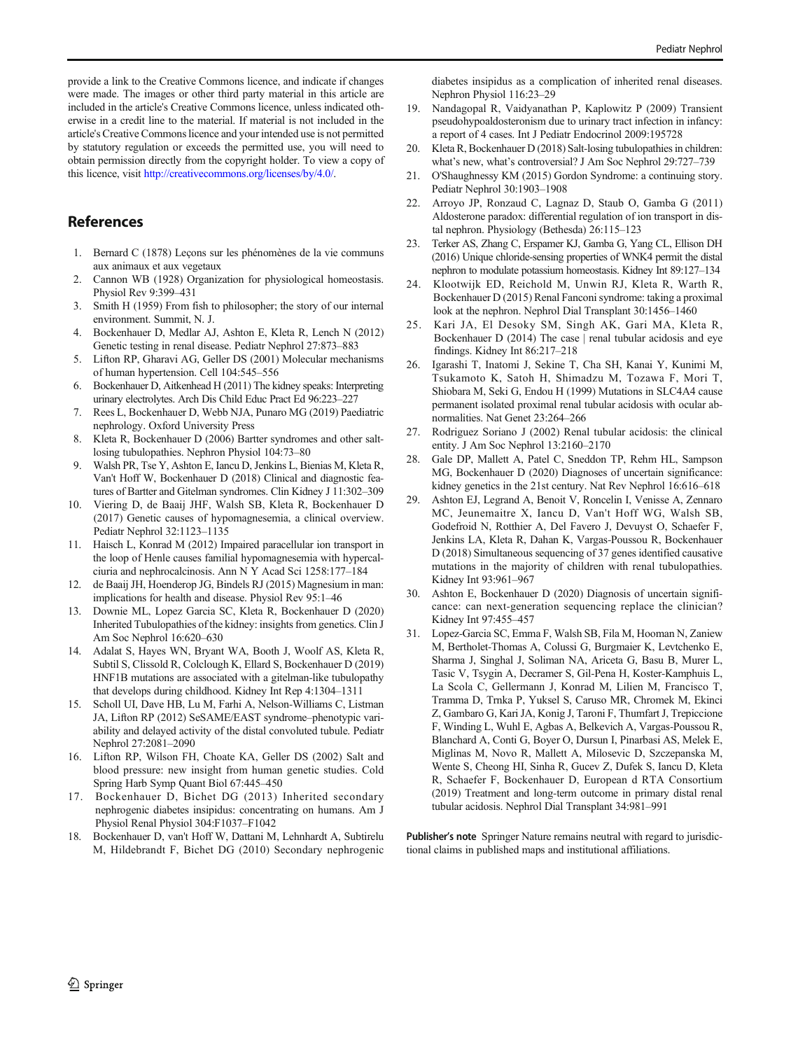provide a link to the Creative Commons licence, and indicate if changes were made. The images or other third party material in this article are included in the article's Creative Commons licence, unless indicated otherwise in a credit line to the material. If material is not included in the article's Creative Commons licence and your intended use is not permitted by statutory regulation or exceeds the permitted use, you will need to obtain permission directly from the copyright holder. To view a copy of this licence, visit http://creativecommons.org/licenses/by/4.0/.

## References

1. Bernard C (1878) Leçons sur les phénomènes de la vie communs aux animaux et aux vegetaux
2. Cannon WB (1928) Organization for physiological homeostasis. Physiol Rev 9:399–431
3. Smith H (1959) From fish to philosopher; the story of our internal environment. Summit, N. J.
4. Bockenhauer D, Medlar AJ, Ashton E, Kleta R, Lench N (2012) Genetic testing in renal disease. Pediatr Nephrol 27:873–883
5. Lifton RP, Gharavi AG, Geller DS (2001) Molecular mechanisms of human hypertension. Cell 104:545–556
6. Bockenhauer D, Aitkenhead H (2011) The kidney speaks: Interpreting urinary electrolytes. Arch Dis Child Educ Pract Ed 96:223–227
7. Rees L, Bockenhauer D, Webb NJA, Punaro MG (2019) Paediatric nephrology. Oxford University Press
8. Kleta R, Bockenhauer D (2006) Bartter syndromes and other salt-losing tubulopathies. Nephron Physiol 104:73–80
9. Walsh PR, Tse Y, Ashton E, Iancu D, Jenkins L, Bienias M, Kleta R, Van't Hoff W, Bockenhauer D (2018) Clinical and diagnostic features of Bartter and Gitelman syndromes. Clin Kidney J 11:302–309
10. Viering D, de Baaij JHF, Walsh SB, Kleta R, Bockenhauer D (2017) Genetic causes of hypomagnesemia, a clinical overview. Pediatr Nephrol 32:1123–1135
11. Haisch L, Konrad M (2012) Impaired paracellular ion transport in the loop of Henle causes familial hypomagnesemia with hypercalciuria and nephrocalcinosis. Ann N Y Acad Sci 1258:177–184
12. de Baaij JH, Hoenderop JG, Bindels RJ (2015) Magnesium in man: implications for health and disease. Physiol Rev 95:1–46
13. Downie ML, Lopez Garcia SC, Kleta R, Bockenhauer D (2020) Inherited Tubulopathies of the kidney: insights from genetics. Clin J Am Soc Nephrol 16:620–630
14. Adalat S, Hayes WN, Bryant WA, Booth J, Woolf AS, Kleta R, Subtil S, Clissold R, Colclough K, Ellard S, Bockenhauer D (2019) HNF1B mutations are associated with a gitelman-like tubulopathy that develops during childhood. Kidney Int Rep 4:1304–1311
15. Scholl UI, Dave HB, Lu M, Farhi A, Nelson-Williams C, Listman JA, Lifton RP (2012) SeSAME/EAST syndrome–phenotypic variability and delayed activity of the distal convoluted tubule. Pediatr Nephrol 27:2081–2090
16. Lifton RP, Wilson FH, Choate KA, Geller DS (2002) Salt and blood pressure: new insight from human genetic studies. Cold Spring Harb Symp Quant Biol 67:445–450
17. Bockenhauer D, Bichet DG (2013) Inherited secondary nephrogenic diabetes insipidus: concentrating on humans. Am J Physiol Renal Physiol 304:F1037–F1042
18. Bockenhauer D, van't Hoff W, Dattani M, Lehnhardt A, Subtirelu M, Hildebrandt F, Bichet DG (2010) Secondary nephrogenic diabetes insipidus as a complication of inherited renal diseases. Nephron Physiol 116:23–29
19. Nandagopal R, Vaidyanathan P, Kaplowitz P (2009) Transient pseudohypoaldosteronism due to urinary tract infection in infancy: a report of 4 cases. Int J Pediatr Endocrinol 2009:195728
20. Kleta R, Bockenhauer D (2018) Salt-losing tubulopathies in children: what's new, what's controversial? J Am Soc Nephrol 29:727–739
21. O'Shaughnessy KM (2015) Gordon Syndrome: a continuing story. Pediatr Nephrol 30:1903–1908
22. Arroyo JP, Ronzaud C, Lagnaz D, Staub O, Gamba G (2011) Aldosterone paradox: differential regulation of ion transport in distal nephron. Physiology (Bethesda) 26:115–123
23. Terker AS, Zhang C, Erspamer KJ, Gamba G, Yang CL, Ellison DH (2016) Unique chloride-sensing properties of WNK4 permit the distal nephron to modulate potassium homeostasis. Kidney Int 89:127–134
24. Klootwijk ED, Reichold M, Unwin RJ, Kleta R, Warth R, Bockenhauer D (2015) Renal Fanconi syndrome: taking a proximal look at the nephron. Nephrol Dial Transplant 30:1456–1460
25. Kari JA, El Desoky SM, Singh AK, Gari MA, Kleta R, Bockenhauer D (2014) The case | renal tubular acidosis and eye findings. Kidney Int 86:217–218
26. Igarashi T, Inatomi J, Sekine T, Cha SH, Kanai Y, Kunimi M, Tsukamoto K, Satoh H, Shimadzu M, Tozawa F, Mori T, Shiobara M, Seki G, Endou H (1999) Mutations in SLC4A4 cause permanent isolated proximal renal tubular acidosis with ocular abnormalities. Nat Genet 23:264–266
27. Rodriguez Soriano J (2002) Renal tubular acidosis: the clinical entity. J Am Soc Nephrol 13:2160–2170
28. Gale DP, Mallett A, Patel C, Sneddon TP, Rehm HL, Sampson MG, Bockenhauer D (2020) Diagnoses of uncertain significance: kidney genetics in the 21st century. Nat Rev Nephrol 16:616–618
29. Ashton EJ, Legrand A, Benoit V, Roncelin I, Venisse A, Zennaro MC, Jeunemaitre X, Iancu D, Van't Hoff WG, Walsh SB, Godefroid N, Rotthier A, Del Favero J, Devuyst O, Schaefer F, Jenkins LA, Kleta R, Dahan K, Vargas-Poussou R, Bockenhauer D (2018) Simultaneous sequencing of 37 genes identified causative mutations in the majority of children with renal tubulopathies. Kidney Int 93:961–967
30. Ashton E, Bockenhauer D (2020) Diagnosis of uncertain significance: can next-generation sequencing replace the clinician? Kidney Int 97:455–457
31. Lopez-Garcia SC, Emma F, Walsh SB, Fila M, Hooman N, Zaniew M, Bertholet-Thomas A, Colussi G, Burgmaier K, Levtchenko E, Sharma J, Singhal J, Soliman NA, Ariceta G, Basu B, Murer L, Tasic V, Tsygin A, Decramer S, Gil-Pena H, Koster-Kamphuis L, La Scola C, Gellermann J, Konrad M, Lilien M, Francisco T, Tramma D, Trnka P, Yuksel S, Caruso MR, Chromek M, Ekinci Z, Gambaro G, Kari JA, Konig J, Taroni F, Thumfart J, Trepiccione F, Winding L, Wuhl E, Agbas A, Belkevich A, Vargas-Poussou R, Blanchard A, Conti G, Boyer O, Dursun I, Pinarbasi AS, Melek E, Miglinas M, Novo R, Mallett A, Milosevic D, Szczepanska M, Wente S, Cheong HI, Sinha R, Gucev Z, Dufek S, Iancu D, Kleta R, Schaefer F, Bockenhauer D, European d RTA Consortium (2019) Treatment and long-term outcome in primary distal renal tubular acidosis. Nephrol Dial Transplant 34:981–991

**Publisher's note** Springer Nature remains neutral with regard to jurisdictional claims in published maps and institutional affiliations.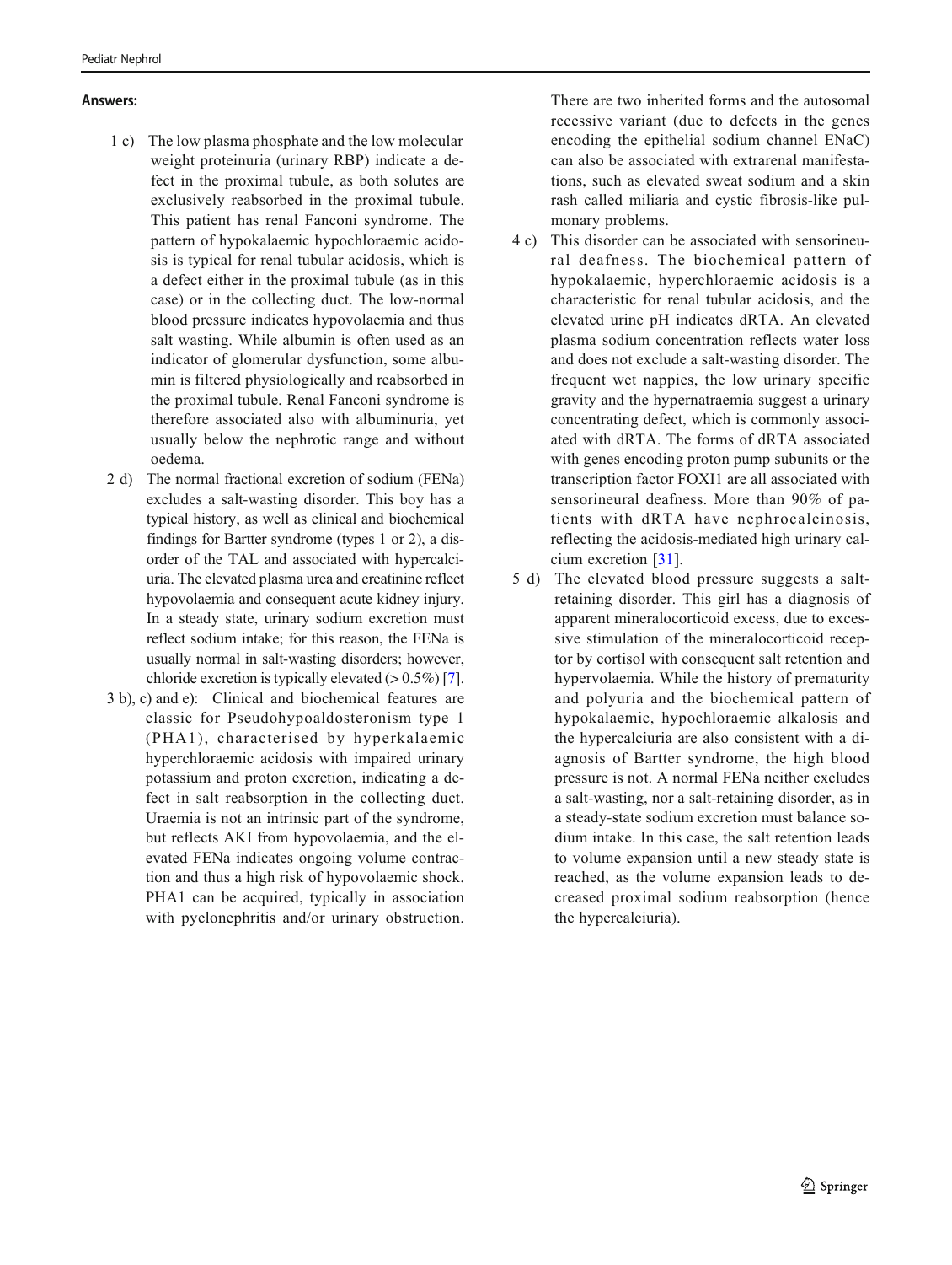**Answers:**

1 c) The low plasma phosphate and the low molecular weight proteinuria (urinary RBP) indicate a defect in the proximal tubule, as both solutes are exclusively reabsorbed in the proximal tubule. This patient has renal Fanconi syndrome. The pattern of hypokalaemic hypochloraemic acidosis is typical for renal tubular acidosis, which is a defect either in the proximal tubule (as in this case) or in the collecting duct. The low-normal blood pressure indicates hypovolaemia and thus salt wasting. While albumin is often used as an indicator of glomerular dysfunction, some albumin is filtered physiologically and reabsorbed in the proximal tubule. Renal Fanconi syndrome is therefore associated also with albuminuria, yet usually below the nephrotic range and without oedema.

2 d) The normal fractional excretion of sodium (FENa) excludes a salt-wasting disorder. This boy has a typical history, as well as clinical and biochemical findings for Bartter syndrome (types 1 or 2), a disorder of the TAL and associated with hypercalciuria. The elevated plasma urea and creatinine reflect hypovolaemia and consequent acute kidney injury. In a steady state, urinary sodium excretion must reflect sodium intake; for this reason, the FENa is usually normal in salt-wasting disorders; however, chloride excretion is typically elevated (> 0.5%) [7].

3 b), c) and e): Clinical and biochemical features are classic for Pseudohypoaldosteronism type 1 (PHA1), characterised by hyperkalaemic hyperchloraemic acidosis with impaired urinary potassium and proton excretion, indicating a defect in salt reabsorption in the collecting duct. Uraemia is not an intrinsic part of the syndrome, but reflects AKI from hypovolaemia, and the elevated FENa indicates ongoing volume contraction and thus a high risk of hypovolaemic shock. PHA1 can be acquired, typically in association with pyelonephritis and/or urinary obstruction. There are two inherited forms and the autosomal recessive variant (due to defects in the genes encoding the epithelial sodium channel ENaC) can also be associated with extrarenal manifestations, such as elevated sweat sodium and a skin rash called miliaria and cystic fibrosis-like pulmonary problems.

4 c) This disorder can be associated with sensorineural deafness. The biochemical pattern of hypokalaemic, hyperchloraemic acidosis is a characteristic for renal tubular acidosis, and the elevated urine pH indicates dRTA. An elevated plasma sodium concentration reflects water loss and does not exclude a salt-wasting disorder. The frequent wet nappies, the low urinary specific gravity and the hypernatraemia suggest a urinary concentrating defect, which is commonly associated with dRTA. The forms of dRTA associated with genes encoding proton pump subunits or the transcription factor FOXI1 are all associated with sensorineural deafness. More than 90% of patients with dRTA have nephrocalcinosis, reflecting the acidosis-mediated high urinary calcium excretion [31].

5 d) The elevated blood pressure suggests a salt-retaining disorder. This girl has a diagnosis of apparent mineralocorticoid excess, due to excessive stimulation of the mineralocorticoid receptor by cortisol with consequent salt retention and hypervolaemia. While the history of prematurity and polyuria and the biochemical pattern of hypokalaemic, hypochloraemic alkalosis and the hypercalciuria are also consistent with a diagnosis of Bartter syndrome, the high blood pressure is not. A normal FENa neither excludes a salt-wasting, nor a salt-retaining disorder, as in a steady-state sodium excretion must balance sodium intake. In this case, the salt retention leads to volume expansion until a new steady state is reached, as the volume expansion leads to decreased proximal sodium reabsorption (hence the hypercalciuria).